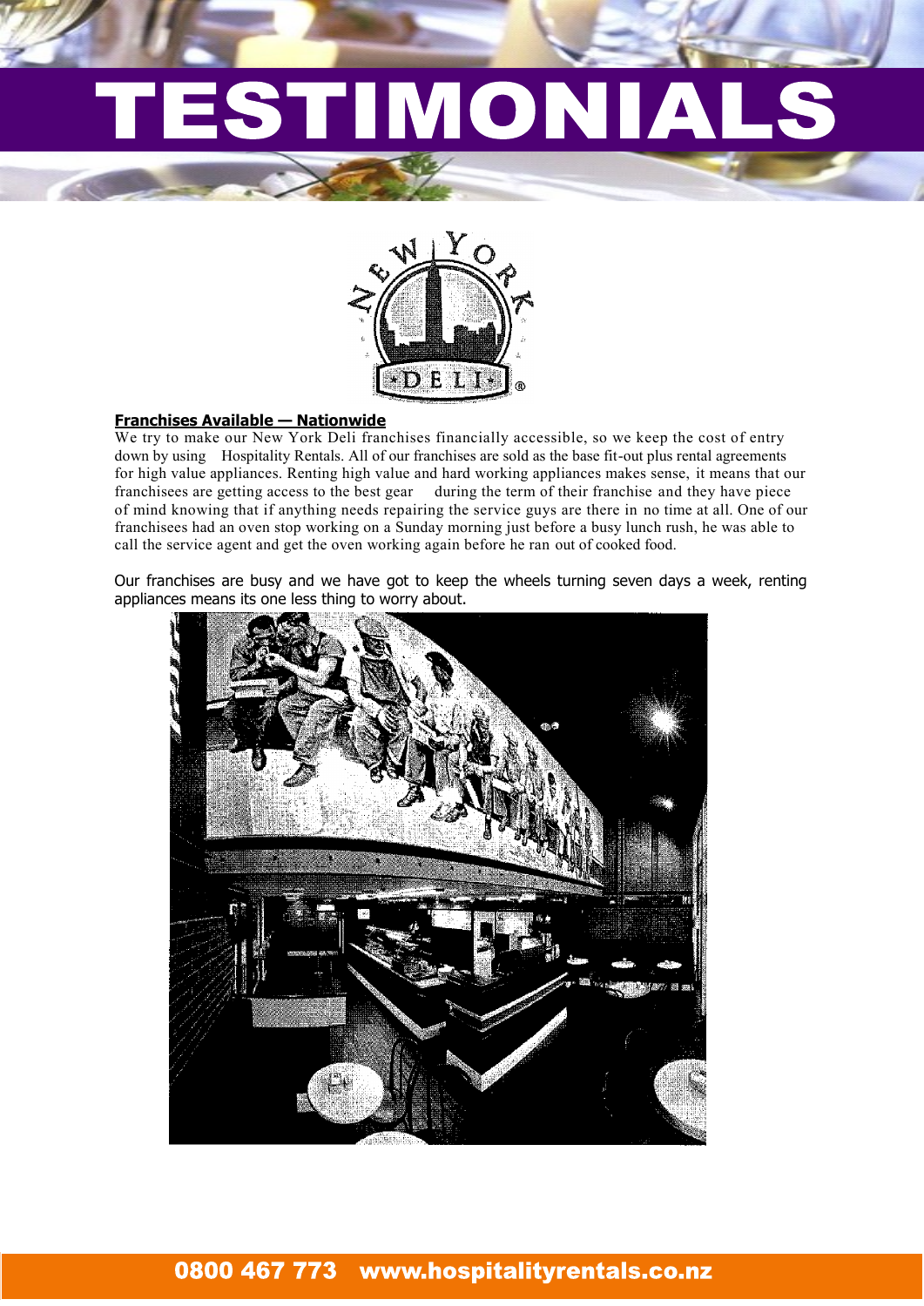# TESTIMONIALS

**Franchises Available — Nationwide**

We try to make our New York Deli franchises financially accessible, so we keep the cost of entry down by using Hospitality Rentals. All of our franchises are sold as the base fit-out plus rental agreements for high value appliances. Renting high value and hard working appliances makes sense, it means that our franchisees are getting access to the best gear during the term of their franchise and they have piece of mind knowing that if anything needs repairing the service guys are there in no time at all. One of our franchisees had an oven stop working on a Sunday morning just before a busy lunch rush, he was able to call the service agent and get the oven working again before he ran out of cooked food.

Our franchises are busy and we have got to keep the wheels turning seven days a week, renting appliances means its one less thing to worry about.

0800 467 773 www.hospitalityrentals.co.nz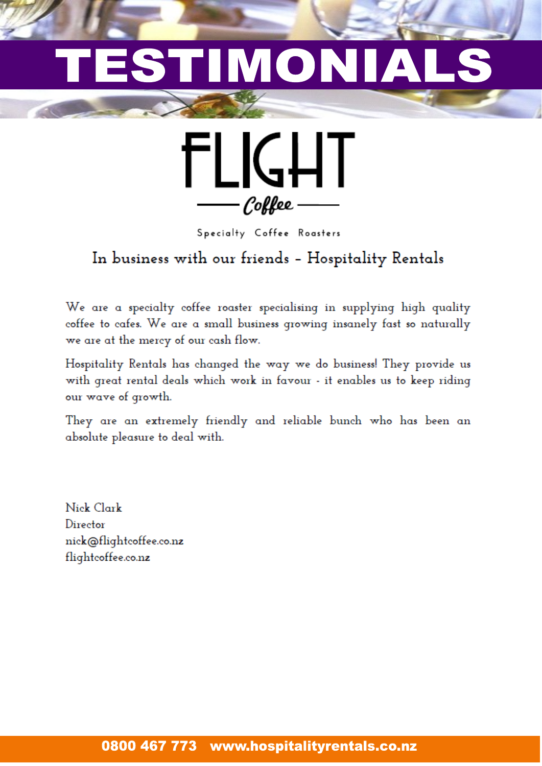# TESTIMONIALS

FLIGHT

Coffee

Specialty Coffee Roasters

## In business with our friends - Hospitality Rentals

We are a specialty coffee roaster specialising in supplying high quality coffee to cafes. We are a small business growing insanely fast so naturally we are at the mercy of our cash flow.

Hospitality Rentals has changed the way we do business! They provide us with great rental deals which work in favour - it enables us to keep riding our wave of growth.

They are an extremely friendly and reliable bunch who has been an absolute pleasure to deal with.

Nick Clark
Director
nick@flightcoffee.co.nz
flightcoffee.co.nz

0800 467 773 www.hospitalityrentals.co.nz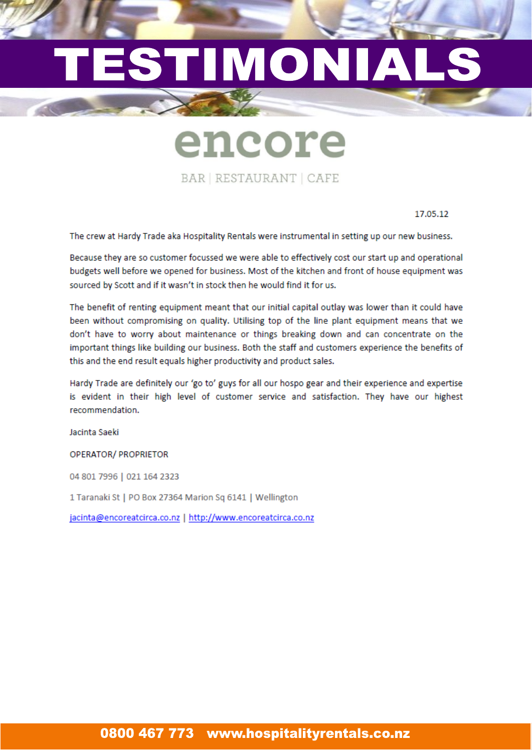# TESTIMONIALS

## encore

BAR | RESTAURANT | CAFE

17.05.12

The crew at Hardy Trade aka Hospitality Rentals were instrumental in setting up our new business.

Because they are so customer focussed we were able to effectively cost our start up and operational budgets well before we opened for business. Most of the kitchen and front of house equipment was sourced by Scott and if it wasn't in stock then he would find it for us.

The benefit of renting equipment meant that our initial capital outlay was lower than it could have been without compromising on quality. Utilising top of the line plant equipment means that we don't have to worry about maintenance or things breaking down and can concentrate on the important things like building our business. Both the staff and customers experience the benefits of this and the end result equals higher productivity and product sales.

Hardy Trade are definitely our 'go to' guys for all our hospo gear and their experience and expertise is evident in their high level of customer service and satisfaction. They have our highest recommendation.

Jacinta Saeki

OPERATOR/ PROPRIETOR

04 801 7996 | 021 164 2323

1 Taranaki St | PO Box 27364 Marion Sq 6141 | Wellington

jacinta@encoreatcirca.co.nz | http://www.encoreatcirca.co.nz

**0800 467 773 www.hospitalityrentals.co.nz**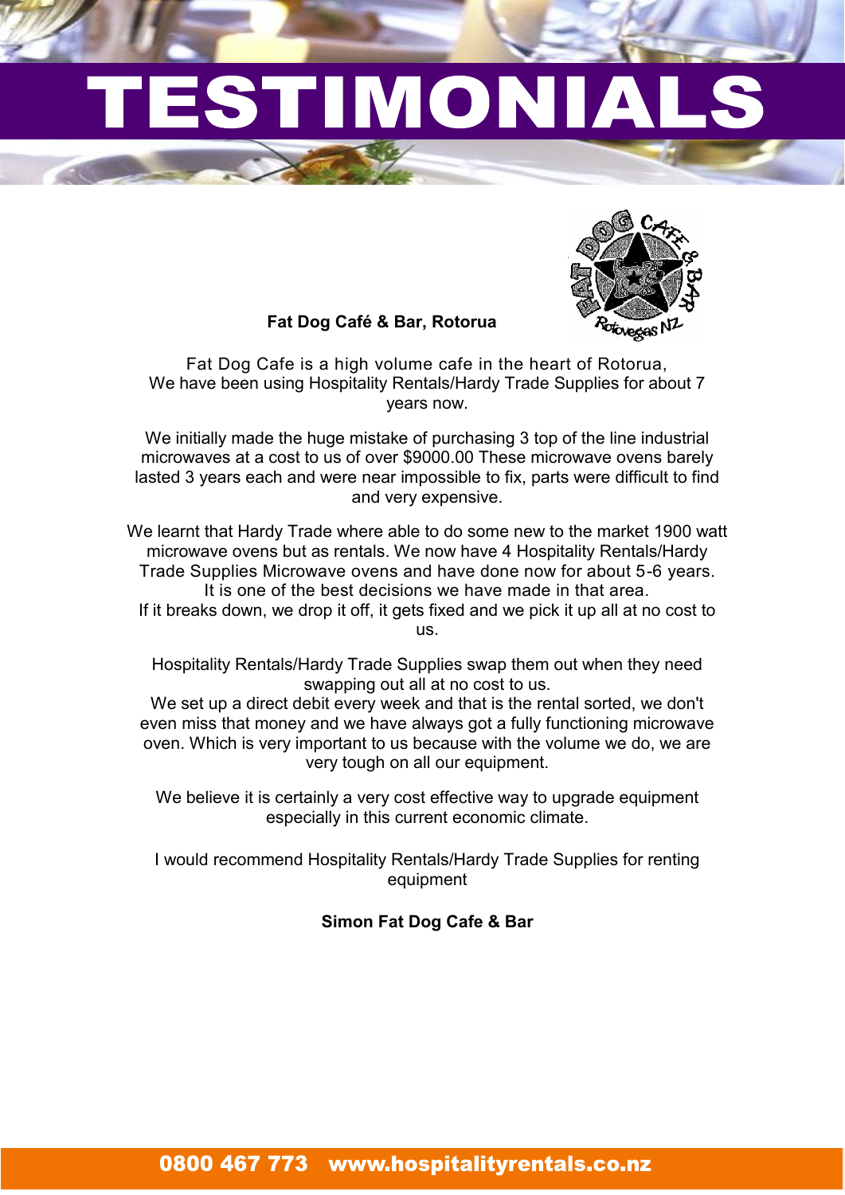# TESTIMONIALS

**Fat Dog Café & Bar, Rotorua**

Fat Dog Cafe is a high volume cafe in the heart of Rotorua,
We have been using Hospitality Rentals/Hardy Trade Supplies for about 7 years now.

We initially made the huge mistake of purchasing 3 top of the line industrial microwaves at a cost to us of over $9000.00 These microwave ovens barely lasted 3 years each and were near impossible to fix, parts were difficult to find and very expensive.

We learnt that Hardy Trade where able to do some new to the market 1900 watt microwave ovens but as rentals. We now have 4 Hospitality Rentals/Hardy Trade Supplies Microwave ovens and have done now for about 5-6 years.
It is one of the best decisions we have made in that area.
If it breaks down, we drop it off, it gets fixed and we pick it up all at no cost to us.

Hospitality Rentals/Hardy Trade Supplies swap them out when they need swapping out all at no cost to us.
We set up a direct debit every week and that is the rental sorted, we don't even miss that money and we have always got a fully functioning microwave oven. Which is very important to us because with the volume we do, we are very tough on all our equipment.

We believe it is certainly a very cost effective way to upgrade equipment especially in this current economic climate.

I would recommend Hospitality Rentals/Hardy Trade Supplies for renting equipment

**Simon Fat Dog Cafe & Bar**

**0800 467 773 www.hospitalityrentals.co.nz**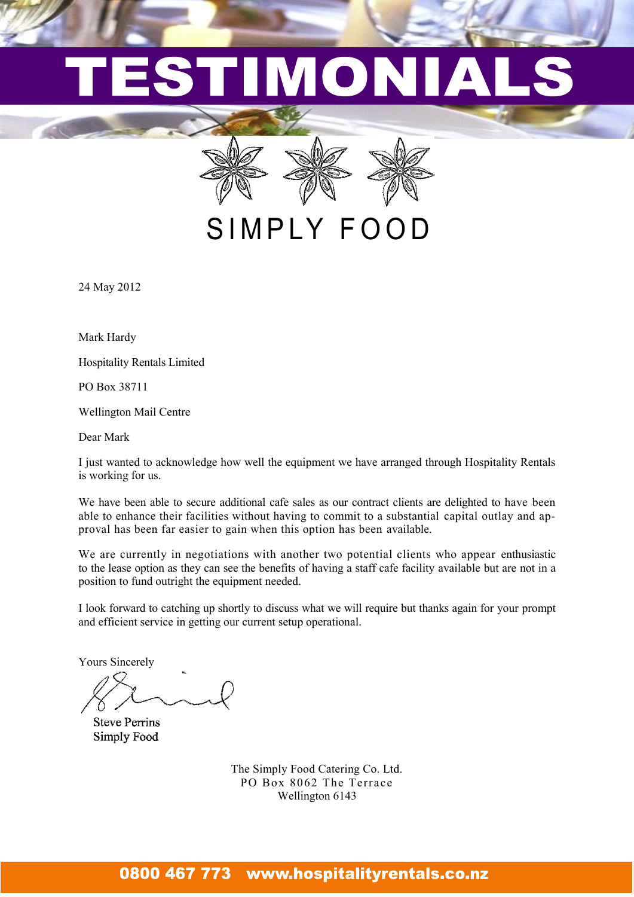# TESTIMONIALS

## SIMPLY FOOD

24 May 2012

Mark Hardy

Hospitality Rentals Limited

PO Box 38711

Wellington Mail Centre

Dear Mark

I just wanted to acknowledge how well the equipment we have arranged through Hospitality Rentals is working for us.

We have been able to secure additional cafe sales as our contract clients are delighted to have been able to enhance their facilities without having to commit to a substantial capital outlay and approval has been far easier to gain when this option has been available.

We are currently in negotiations with another two potential clients who appear enthusiastic to the lease option as they can see the benefits of having a staff cafe facility available but are not in a position to fund outright the equipment needed.

I look forward to catching up shortly to discuss what we will require but thanks again for your prompt and efficient service in getting our current setup operational.

Yours Sincerely

Steve Perrins
Simply Food

The Simply Food Catering Co. Ltd.
PO Box 8062 The Terrace
Wellington 6143

**0800 467 773 www.hospitalityrentals.co.nz**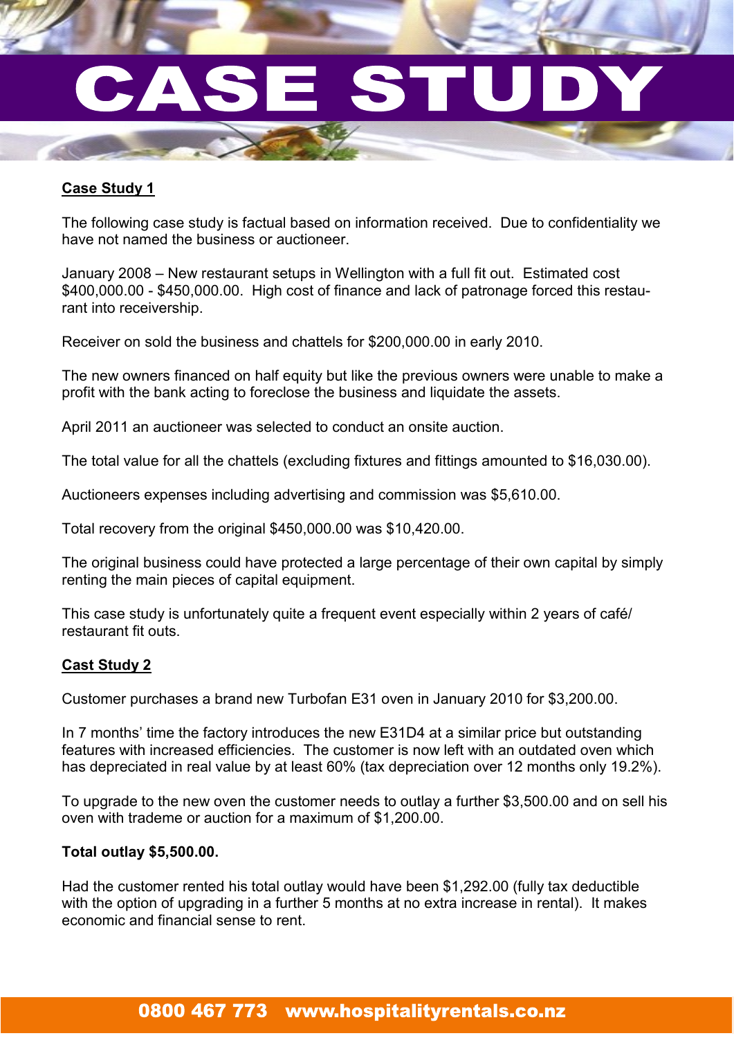# CASE STUDY

**Case Study 1**

The following case study is factual based on information received. Due to confidentiality we have not named the business or auctioneer.

January 2008 – New restaurant setups in Wellington with a full fit out. Estimated cost $400,000.00 - $450,000.00. High cost of finance and lack of patronage forced this restaurant into receivership.

Receiver on sold the business and chattels for $200,000.00 in early 2010.

The new owners financed on half equity but like the previous owners were unable to make a profit with the bank acting to foreclose the business and liquidate the assets.

April 2011 an auctioneer was selected to conduct an onsite auction.

The total value for all the chattels (excluding fixtures and fittings amounted to $16,030.00).

Auctioneers expenses including advertising and commission was $5,610.00.

Total recovery from the original $450,000.00 was $10,420.00.

The original business could have protected a large percentage of their own capital by simply renting the main pieces of capital equipment.

This case study is unfortunately quite a frequent event especially within 2 years of café/restaurant fit outs.

**Cast Study 2**

Customer purchases a brand new Turbofan E31 oven in January 2010 for $3,200.00.

In 7 months' time the factory introduces the new E31D4 at a similar price but outstanding features with increased efficiencies. The customer is now left with an outdated oven which has depreciated in real value by at least 60% (tax depreciation over 12 months only 19.2%).

To upgrade to the new oven the customer needs to outlay a further $3,500.00 and on sell his oven with trademe or auction for a maximum of $1,200.00.

**Total outlay $5,500.00.**

Had the customer rented his total outlay would have been $1,292.00 (fully tax deductible with the option of upgrading in a further 5 months at no extra increase in rental). It makes economic and financial sense to rent.

**0800 467 773 www.hospitalityrentals.co.nz**